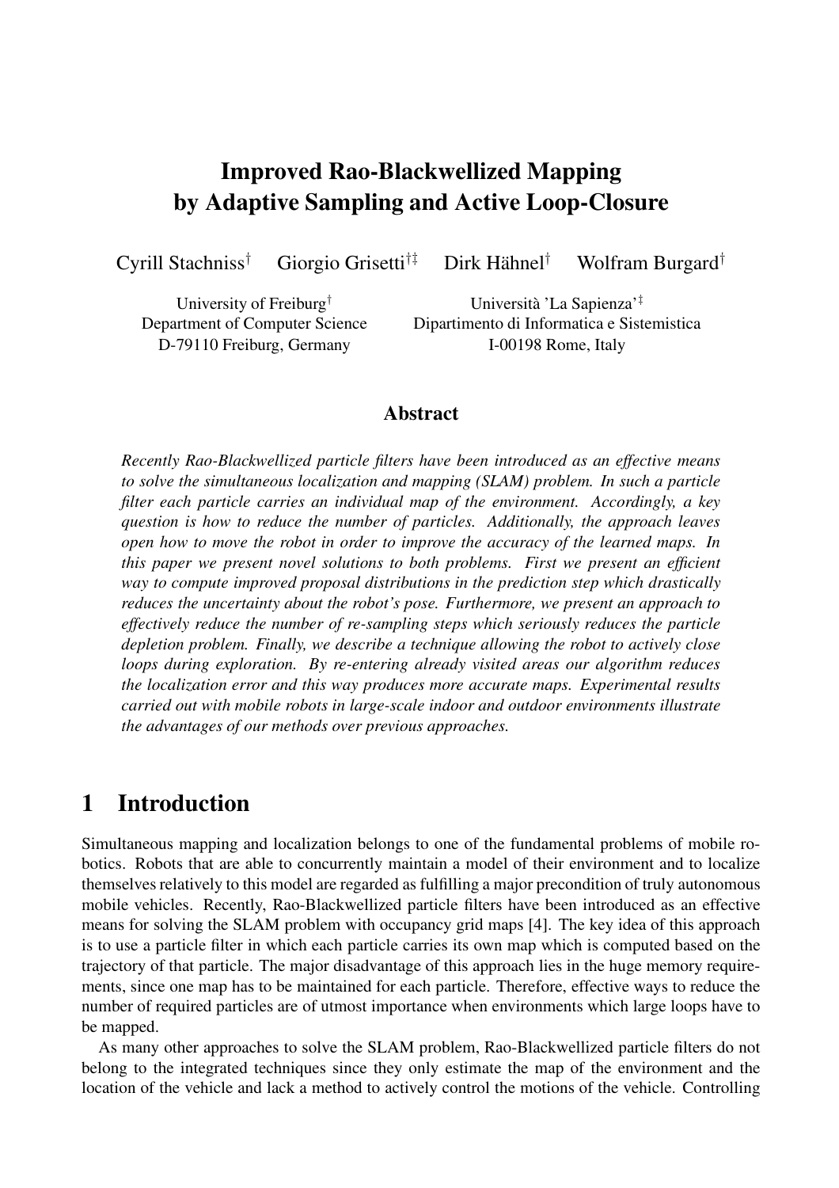# Improved Rao-Blackwellized Mapping by Adaptive Sampling and Active Loop-Closure

Cyrill Stachniss[†] Giorgio Grisetti[†‡] Dirk Hähnel[†] Wolfram Burgard[†]

University of Freiburg[†]
Department of Computer Science
D-79110 Freiburg, Germany

Università 'La Sapienza'[‡]
Dipartimento di Informatica e Sistemistica
I-00198 Rome, Italy

## Abstract

*Recently Rao-Blackwellized particle filters have been introduced as an effective means to solve the simultaneous localization and mapping (SLAM) problem. In such a particle filter each particle carries an individual map of the environment. Accordingly, a key question is how to reduce the number of particles. Additionally, the approach leaves open how to move the robot in order to improve the accuracy of the learned maps. In this paper we present novel solutions to both problems. First we present an efficient way to compute improved proposal distributions in the prediction step which drastically reduces the uncertainty about the robot's pose. Furthermore, we present an approach to effectively reduce the number of re-sampling steps which seriously reduces the particle depletion problem. Finally, we describe a technique allowing the robot to actively close loops during exploration. By re-entering already visited areas our algorithm reduces the localization error and this way produces more accurate maps. Experimental results carried out with mobile robots in large-scale indoor and outdoor environments illustrate the advantages of our methods over previous approaches.*

## 1 Introduction

Simultaneous mapping and localization belongs to one of the fundamental problems of mobile robotics. Robots that are able to concurrently maintain a model of their environment and to localize themselves relatively to this model are regarded as fulfilling a major precondition of truly autonomous mobile vehicles. Recently, Rao-Blackwellized particle filters have been introduced as an effective means for solving the SLAM problem with occupancy grid maps [4]. The key idea of this approach is to use a particle filter in which each particle carries its own map which is computed based on the trajectory of that particle. The major disadvantage of this approach lies in the huge memory requirements, since one map has to be maintained for each particle. Therefore, effective ways to reduce the number of required particles are of utmost importance when environments which large loops have to be mapped.

As many other approaches to solve the SLAM problem, Rao-Blackwellized particle filters do not belong to the integrated techniques since they only estimate the map of the environment and the location of the vehicle and lack a method to actively control the motions of the vehicle. Controlling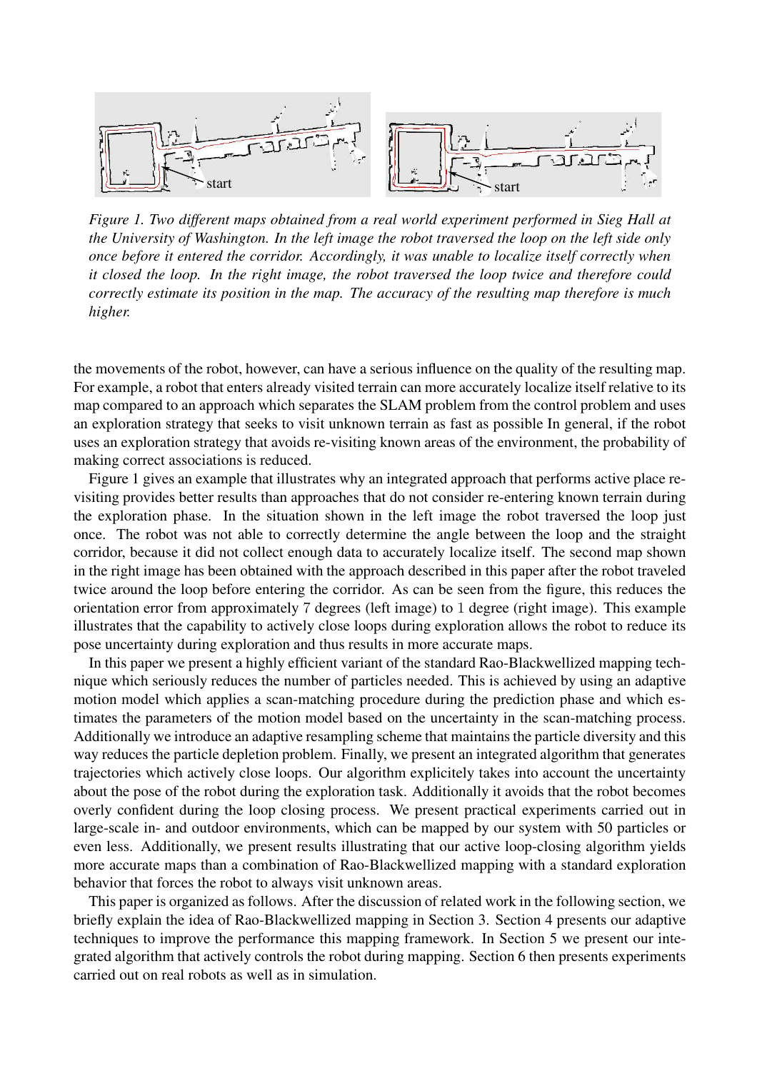*Figure 1. Two different maps obtained from a real world experiment performed in Sieg Hall at the University of Washington. In the left image the robot traversed the loop on the left side only once before it entered the corridor. Accordingly, it was unable to localize itself correctly when it closed the loop. In the right image, the robot traversed the loop twice and therefore could correctly estimate its position in the map. The accuracy of the resulting map therefore is much higher.*

the movements of the robot, however, can have a serious influence on the quality of the resulting map. For example, a robot that enters already visited terrain can more accurately localize itself relative to its map compared to an approach which separates the SLAM problem from the control problem and uses an exploration strategy that seeks to visit unknown terrain as fast as possible In general, if the robot uses an exploration strategy that avoids re-visiting known areas of the environment, the probability of making correct associations is reduced.

Figure 1 gives an example that illustrates why an integrated approach that performs active place re-visiting provides better results than approaches that do not consider re-entering known terrain during the exploration phase. In the situation shown in the left image the robot traversed the loop just once. The robot was not able to correctly determine the angle between the loop and the straight corridor, because it did not collect enough data to accurately localize itself. The second map shown in the right image has been obtained with the approach described in this paper after the robot traveled twice around the loop before entering the corridor. As can be seen from the figure, this reduces the orientation error from approximately 7 degrees (left image) to 1 degree (right image). This example illustrates that the capability to actively close loops during exploration allows the robot to reduce its pose uncertainty during exploration and thus results in more accurate maps.

In this paper we present a highly efficient variant of the standard Rao-Blackwellized mapping technique which seriously reduces the number of particles needed. This is achieved by using an adaptive motion model which applies a scan-matching procedure during the prediction phase and which estimates the parameters of the motion model based on the uncertainty in the scan-matching process. Additionally we introduce an adaptive resampling scheme that maintains the particle diversity and this way reduces the particle depletion problem. Finally, we present an integrated algorithm that generates trajectories which actively close loops. Our algorithm explicitely takes into account the uncertainty about the pose of the robot during the exploration task. Additionally it avoids that the robot becomes overly confident during the loop closing process. We present practical experiments carried out in large-scale in- and outdoor environments, which can be mapped by our system with 50 particles or even less. Additionally, we present results illustrating that our active loop-closing algorithm yields more accurate maps than a combination of Rao-Blackwellized mapping with a standard exploration behavior that forces the robot to always visit unknown areas.

This paper is organized as follows. After the discussion of related work in the following section, we briefly explain the idea of Rao-Blackwellized mapping in Section 3. Section 4 presents our adaptive techniques to improve the performance this mapping framework. In Section 5 we present our integrated algorithm that actively controls the robot during mapping. Section 6 then presents experiments carried out on real robots as well as in simulation.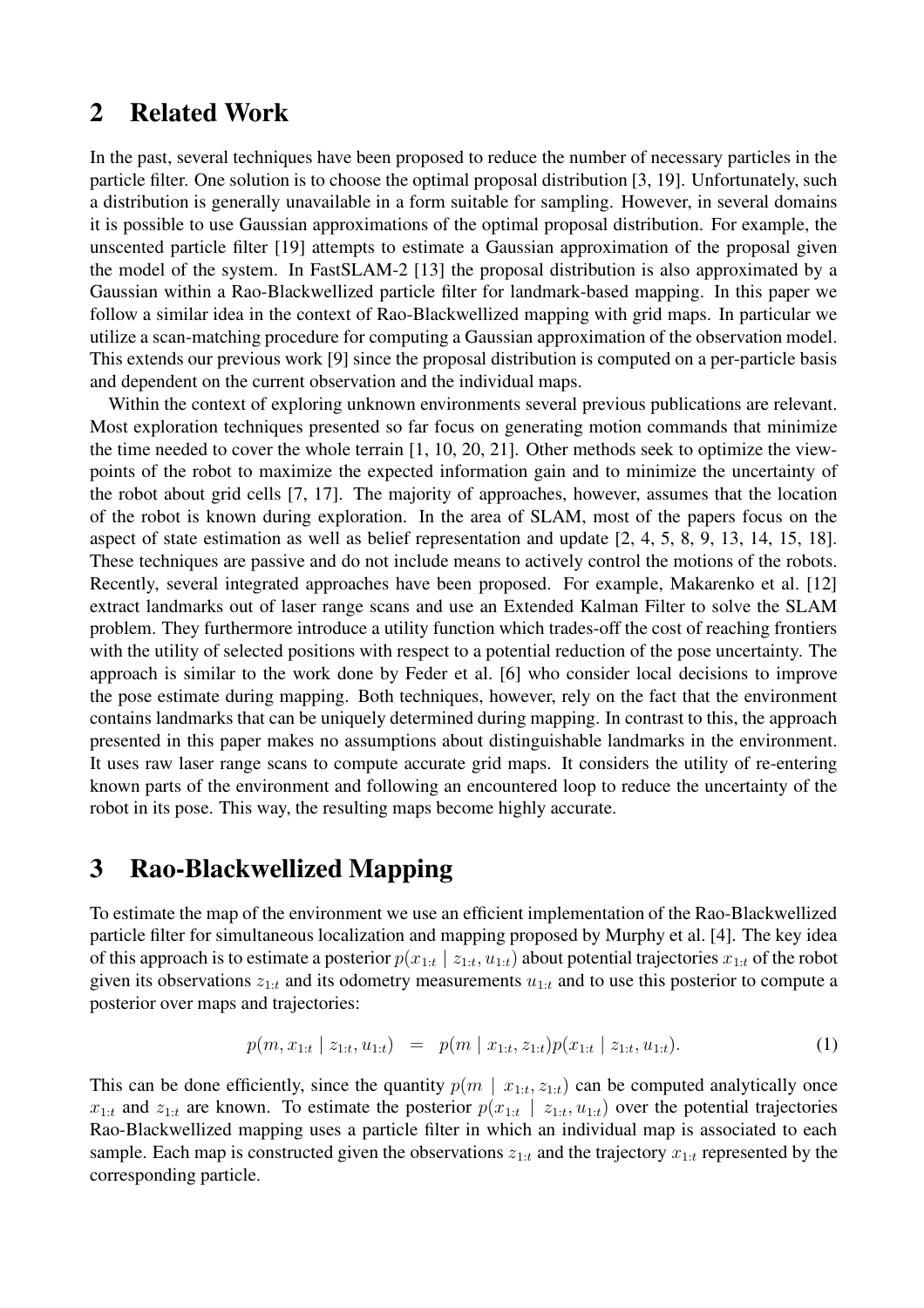## 2 Related Work

In the past, several techniques have been proposed to reduce the number of necessary particles in the particle filter. One solution is to choose the optimal proposal distribution [3, 19]. Unfortunately, such a distribution is generally unavailable in a form suitable for sampling. However, in several domains it is possible to use Gaussian approximations of the optimal proposal distribution. For example, the unscented particle filter [19] attempts to estimate a Gaussian approximation of the proposal given the model of the system. In FastSLAM-2 [13] the proposal distribution is also approximated by a Gaussian within a Rao-Blackwellized particle filter for landmark-based mapping. In this paper we follow a similar idea in the context of Rao-Blackwellized mapping with grid maps. In particular we utilize a scan-matching procedure for computing a Gaussian approximation of the observation model. This extends our previous work [9] since the proposal distribution is computed on a per-particle basis and dependent on the current observation and the individual maps.

Within the context of exploring unknown environments several previous publications are relevant. Most exploration techniques presented so far focus on generating motion commands that minimize the time needed to cover the whole terrain [1, 10, 20, 21]. Other methods seek to optimize the view-points of the robot to maximize the expected information gain and to minimize the uncertainty of the robot about grid cells [7, 17]. The majority of approaches, however, assumes that the location of the robot is known during exploration. In the area of SLAM, most of the papers focus on the aspect of state estimation as well as belief representation and update [2, 4, 5, 8, 9, 13, 14, 15, 18]. These techniques are passive and do not include means to actively control the motions of the robots. Recently, several integrated approaches have been proposed. For example, Makarenko et al. [12] extract landmarks out of laser range scans and use an Extended Kalman Filter to solve the SLAM problem. They furthermore introduce a utility function which trades-off the cost of reaching frontiers with the utility of selected positions with respect to a potential reduction of the pose uncertainty. The approach is similar to the work done by Feder et al. [6] who consider local decisions to improve the pose estimate during mapping. Both techniques, however, rely on the fact that the environment contains landmarks that can be uniquely determined during mapping. In contrast to this, the approach presented in this paper makes no assumptions about distinguishable landmarks in the environment. It uses raw laser range scans to compute accurate grid maps. It considers the utility of re-entering known parts of the environment and following an encountered loop to reduce the uncertainty of the robot in its pose. This way, the resulting maps become highly accurate.

## 3 Rao-Blackwellized Mapping

To estimate the map of the environment we use an efficient implementation of the Rao-Blackwellized particle filter for simultaneous localization and mapping proposed by Murphy et al. [4]. The key idea of this approach is to estimate a posterior $p(x_{1:t} \mid z_{1:t}, u_{1:t})$ about potential trajectories $x_{1:t}$ of the robot given its observations $z_{1:t}$ and its odometry measurements $u_{1:t}$ and to use this posterior to compute a posterior over maps and trajectories:

$$p(m, x_{1:t} \mid z_{1:t}, u_{1:t}) \;=\; p(m \mid x_{1:t}, z_{1:t}) p(x_{1:t} \mid z_{1:t}, u_{1:t}). \tag{1}$$

This can be done efficiently, since the quantity $p(m \mid x_{1:t}, z_{1:t})$ can be computed analytically once $x_{1:t}$ and $z_{1:t}$ are known. To estimate the posterior $p(x_{1:t} \mid z_{1:t}, u_{1:t})$ over the potential trajectories Rao-Blackwellized mapping uses a particle filter in which an individual map is associated to each sample. Each map is constructed given the observations $z_{1:t}$ and the trajectory $x_{1:t}$ represented by the corresponding particle.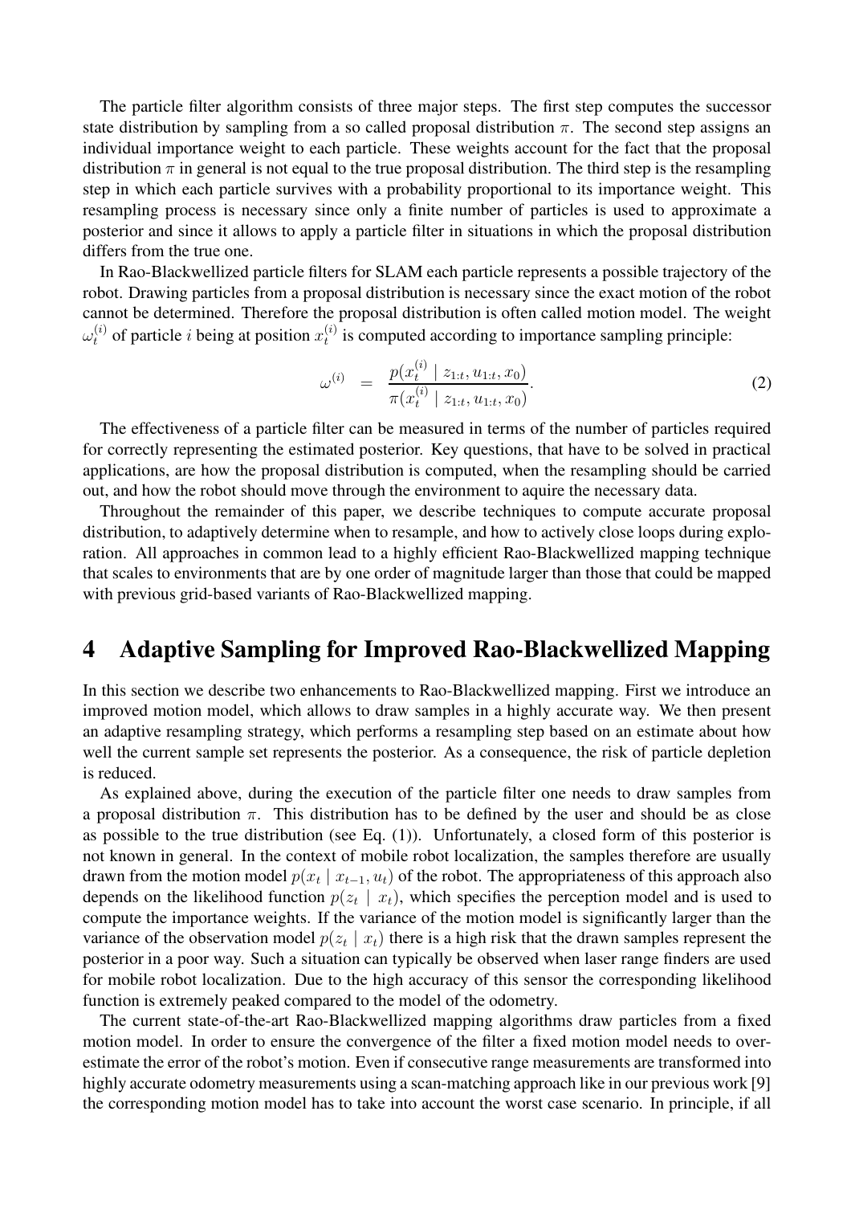The particle filter algorithm consists of three major steps. The first step computes the successor state distribution by sampling from a so called proposal distribution $\pi$. The second step assigns an individual importance weight to each particle. These weights account for the fact that the proposal distribution $\pi$ in general is not equal to the true proposal distribution. The third step is the resampling step in which each particle survives with a probability proportional to its importance weight. This resampling process is necessary since only a finite number of particles is used to approximate a posterior and since it allows to apply a particle filter in situations in which the proposal distribution differs from the true one.

In Rao-Blackwellized particle filters for SLAM each particle represents a possible trajectory of the robot. Drawing particles from a proposal distribution is necessary since the exact motion of the robot cannot be determined. Therefore the proposal distribution is often called motion model. The weight $\omega_t^{(i)}$ of particle $i$ being at position $x_t^{(i)}$ is computed according to importance sampling principle:

$$\omega^{(i)} = \frac{p(x_t^{(i)} \mid z_{1:t}, u_{1:t}, x_0)}{\pi(x_t^{(i)} \mid z_{1:t}, u_{1:t}, x_0)}. \tag{2}$$

The effectiveness of a particle filter can be measured in terms of the number of particles required for correctly representing the estimated posterior. Key questions, that have to be solved in practical applications, are how the proposal distribution is computed, when the resampling should be carried out, and how the robot should move through the environment to aquire the necessary data.

Throughout the remainder of this paper, we describe techniques to compute accurate proposal distribution, to adaptively determine when to resample, and how to actively close loops during exploration. All approaches in common lead to a highly efficient Rao-Blackwellized mapping technique that scales to environments that are by one order of magnitude larger than those that could be mapped with previous grid-based variants of Rao-Blackwellized mapping.

# 4 Adaptive Sampling for Improved Rao-Blackwellized Mapping

In this section we describe two enhancements to Rao-Blackwellized mapping. First we introduce an improved motion model, which allows to draw samples in a highly accurate way. We then present an adaptive resampling strategy, which performs a resampling step based on an estimate about how well the current sample set represents the posterior. As a consequence, the risk of particle depletion is reduced.

As explained above, during the execution of the particle filter one needs to draw samples from a proposal distribution $\pi$. This distribution has to be defined by the user and should be as close as possible to the true distribution (see Eq. (1)). Unfortunately, a closed form of this posterior is not known in general. In the context of mobile robot localization, the samples therefore are usually drawn from the motion model $p(x_t \mid x_{t-1}, u_t)$ of the robot. The appropriateness of this approach also depends on the likelihood function $p(z_t \mid x_t)$, which specifies the perception model and is used to compute the importance weights. If the variance of the motion model is significantly larger than the variance of the observation model $p(z_t \mid x_t)$ there is a high risk that the drawn samples represent the posterior in a poor way. Such a situation can typically be observed when laser range finders are used for mobile robot localization. Due to the high accuracy of this sensor the corresponding likelihood function is extremely peaked compared to the model of the odometry.

The current state-of-the-art Rao-Blackwellized mapping algorithms draw particles from a fixed motion model. In order to ensure the convergence of the filter a fixed motion model needs to overestimate the error of the robot's motion. Even if consecutive range measurements are transformed into highly accurate odometry measurements using a scan-matching approach like in our previous work [9] the corresponding motion model has to take into account the worst case scenario. In principle, if all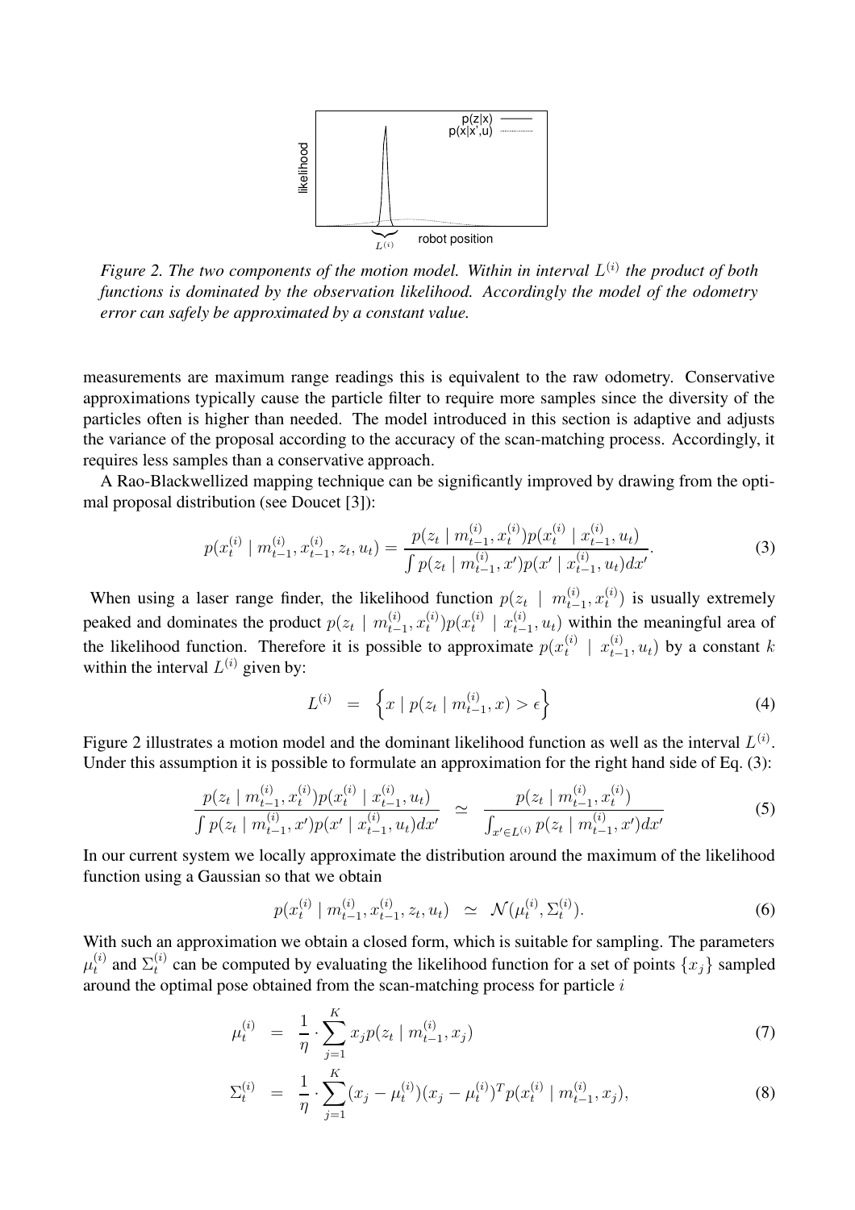*Figure 2. The two components of the motion model. Within in interval $L^{(i)}$ the product of both functions is dominated by the observation likelihood. Accordingly the model of the odometry error can safely be approximated by a constant value.*

measurements are maximum range readings this is equivalent to the raw odometry. Conservative approximations typically cause the particle filter to require more samples since the diversity of the particles often is higher than needed. The model introduced in this section is adaptive and adjusts the variance of the proposal according to the accuracy of the scan-matching process. Accordingly, it requires less samples than a conservative approach.

A Rao-Blackwellized mapping technique can be significantly improved by drawing from the optimal proposal distribution (see Doucet [3]):

$$p(x_t^{(i)} \mid m_{t-1}^{(i)}, x_{t-1}^{(i)}, z_t, u_t) = \frac{p(z_t \mid m_{t-1}^{(i)}, x_t^{(i)}) p(x_t^{(i)} \mid x_{t-1}^{(i)}, u_t)}{\int p(z_t \mid m_{t-1}^{(i)}, x') p(x' \mid x_{t-1}^{(i)}, u_t) dx'}. \tag{3}$$

When using a laser range finder, the likelihood function $p(z_t \mid m_{t-1}^{(i)}, x_t^{(i)})$ is usually extremely peaked and dominates the product $p(z_t \mid m_{t-1}^{(i)}, x_t^{(i)}) p(x_t^{(i)} \mid x_{t-1}^{(i)}, u_t)$ within the meaningful area of the likelihood function. Therefore it is possible to approximate $p(x_t^{(i)} \mid x_{t-1}^{(i)}, u_t)$ by a constant $k$ within the interval $L^{(i)}$ given by:

$$L^{(i)} = \left\{ x \mid p(z_t \mid m_{t-1}^{(i)}, x) > \epsilon \right\} \tag{4}$$

Figure 2 illustrates a motion model and the dominant likelihood function as well as the interval $L^{(i)}$. Under this assumption it is possible to formulate an approximation for the right hand side of Eq. (3):

$$\frac{p(z_t \mid m_{t-1}^{(i)}, x_t^{(i)}) p(x_t^{(i)} \mid x_{t-1}^{(i)}, u_t)}{\int p(z_t \mid m_{t-1}^{(i)}, x') p(x' \mid x_{t-1}^{(i)}, u_t) dx'} \simeq \frac{p(z_t \mid m_{t-1}^{(i)}, x_t^{(i)})}{\int_{x' \in L^{(i)}} p(z_t \mid m_{t-1}^{(i)}, x') dx'} \tag{5}$$

In our current system we locally approximate the distribution around the maximum of the likelihood function using a Gaussian so that we obtain

$$p(x_t^{(i)} \mid m_{t-1}^{(i)}, x_{t-1}^{(i)}, z_t, u_t) \simeq \mathcal{N}(\mu_t^{(i)}, \Sigma_t^{(i)}). \tag{6}$$

With such an approximation we obtain a closed form, which is suitable for sampling. The parameters $\mu_t^{(i)}$ and $\Sigma_t^{(i)}$ can be computed by evaluating the likelihood function for a set of points $\{x_j\}$ sampled around the optimal pose obtained from the scan-matching process for particle $i$

$$\mu_t^{(i)} = \frac{1}{\eta} \cdot \sum_{j=1}^{K} x_j p(z_t \mid m_{t-1}^{(i)}, x_j) \tag{7}$$

$$\Sigma_t^{(i)} = \frac{1}{\eta} \cdot \sum_{j=1}^{K} (x_j - \mu_t^{(i)})(x_j - \mu_t^{(i)})^T p(x_t^{(i)} \mid m_{t-1}^{(i)}, x_j), \tag{8}$$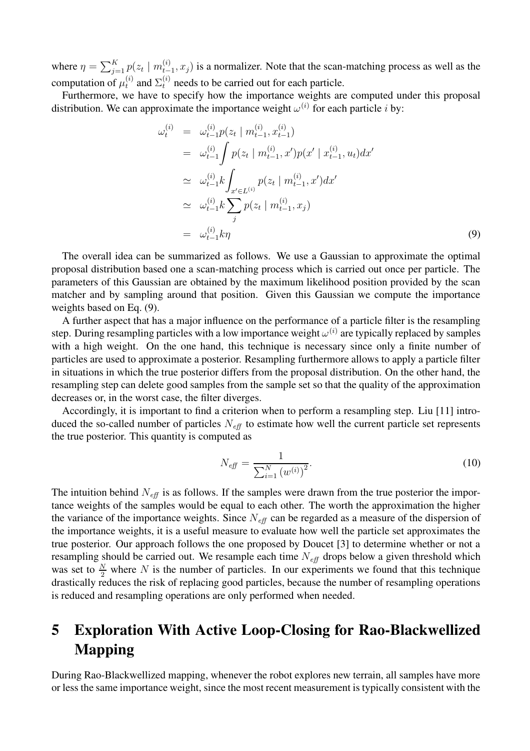where $\eta = \sum_{j=1}^{K} p(z_t \mid m_{t-1}^{(i)}, x_j)$ is a normalizer. Note that the scan-matching process as well as the computation of $\mu_t^{(i)}$ and $\Sigma_t^{(i)}$ needs to be carried out for each particle.

Furthermore, we have to specify how the importance weights are computed under this proposal distribution. We can approximate the importance weight $\omega^{(i)}$ for each particle $i$ by:

$$
\begin{aligned}
\omega_t^{(i)} &= \omega_{t-1}^{(i)} p(z_t \mid m_{t-1}^{(i)}, x_{t-1}^{(i)}) \\
&= \omega_{t-1}^{(i)} \int p(z_t \mid m_{t-1}^{(i)}, x') p(x' \mid x_{t-1}^{(i)}, u_t) dx' \\
&\simeq \omega_{t-1}^{(i)} k \int_{x' \in L^{(i)}} p(z_t \mid m_{t-1}^{(i)}, x') dx' \\
&\simeq \omega_{t-1}^{(i)} k \sum_j p(z_t \mid m_{t-1}^{(i)}, x_j) \\
&= \omega_{t-1}^{(i)} k \eta
\end{aligned} \tag{9}
$$

The overall idea can be summarized as follows. We use a Gaussian to approximate the optimal proposal distribution based one a scan-matching process which is carried out once per particle. The parameters of this Gaussian are obtained by the maximum likelihood position provided by the scan matcher and by sampling around that position. Given this Gaussian we compute the importance weights based on Eq. (9).

A further aspect that has a major influence on the performance of a particle filter is the resampling step. During resampling particles with a low importance weight $\omega^{(i)}$ are typically replaced by samples with a high weight. On the one hand, this technique is necessary since only a finite number of particles are used to approximate a posterior. Resampling furthermore allows to apply a particle filter in situations in which the true posterior differs from the proposal distribution. On the other hand, the resampling step can delete good samples from the sample set so that the quality of the approximation decreases or, in the worst case, the filter diverges.

Accordingly, it is important to find a criterion when to perform a resampling step. Liu [11] introduced the so-called number of particles $N_{\mathit{eff}}$ to estimate how well the current particle set represents the true posterior. This quantity is computed as

$$
N_{\mathit{eff}} = \frac{1}{\sum_{i=1}^{N} \left(w^{(i)}\right)^2}. \tag{10}
$$

The intuition behind $N_{\mathit{eff}}$ is as follows. If the samples were drawn from the true posterior the importance weights of the samples would be equal to each other. The worth the approximation the higher the variance of the importance weights. Since $N_{\mathit{eff}}$ can be regarded as a measure of the dispersion of the importance weights, it is a useful measure to evaluate how well the particle set approximates the true posterior. Our approach follows the one proposed by Doucet [3] to determine whether or not a resampling should be carried out. We resample each time $N_{\mathit{eff}}$ drops below a given threshold which was set to $\frac{N}{2}$ where $N$ is the number of particles. In our experiments we found that this technique drastically reduces the risk of replacing good particles, because the number of resampling operations is reduced and resampling operations are only performed when needed.

# 5 Exploration With Active Loop-Closing for Rao-Blackwellized Mapping

During Rao-Blackwellized mapping, whenever the robot explores new terrain, all samples have more or less the same importance weight, since the most recent measurement is typically consistent with the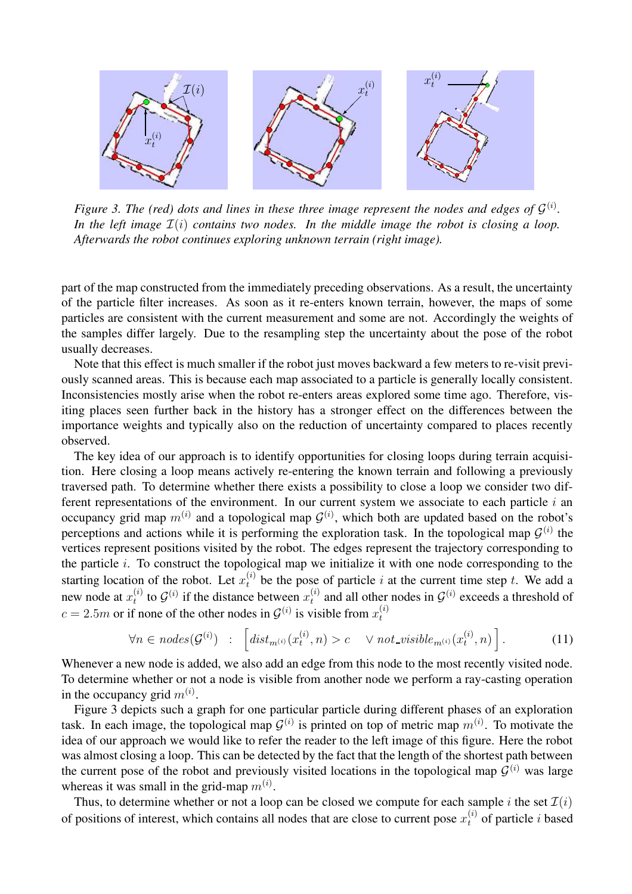*Figure 3. The (red) dots and lines in these three image represent the nodes and edges of $\mathcal{G}^{(i)}$. In the left image $\mathcal{I}(i)$ contains two nodes. In the middle image the robot is closing a loop. Afterwards the robot continues exploring unknown terrain (right image).*

part of the map constructed from the immediately preceding observations. As a result, the uncertainty of the particle filter increases. As soon as it re-enters known terrain, however, the maps of some particles are consistent with the current measurement and some are not. Accordingly the weights of the samples differ largely. Due to the resampling step the uncertainty about the pose of the robot usually decreases.

Note that this effect is much smaller if the robot just moves backward a few meters to re-visit previously scanned areas. This is because each map associated to a particle is generally locally consistent. Inconsistencies mostly arise when the robot re-enters areas explored some time ago. Therefore, visiting places seen further back in the history has a stronger effect on the differences between the importance weights and typically also on the reduction of uncertainty compared to places recently observed.

The key idea of our approach is to identify opportunities for closing loops during terrain acquisition. Here closing a loop means actively re-entering the known terrain and following a previously traversed path. To determine whether there exists a possibility to close a loop we consider two different representations of the environment. In our current system we associate to each particle $i$ an occupancy grid map $m^{(i)}$ and a topological map $\mathcal{G}^{(i)}$, which both are updated based on the robot's perceptions and actions while it is performing the exploration task. In the topological map $\mathcal{G}^{(i)}$ the vertices represent positions visited by the robot. The edges represent the trajectory corresponding to the particle $i$. To construct the topological map we initialize it with one node corresponding to the starting location of the robot. Let $x_t^{(i)}$ be the pose of particle $i$ at the current time step $t$. We add a new node at $x_t^{(i)}$ to $\mathcal{G}^{(i)}$ if the distance between $x_t^{(i)}$ and all other nodes in $\mathcal{G}^{(i)}$ exceeds a threshold of $c = 2.5m$ or if none of the other nodes in $\mathcal{G}^{(i)}$ is visible from $x_t^{(i)}$

$$\forall n \in nodes(\mathcal{G}^{(i)}) \quad : \quad \left[ dist_{m^{(i)}}(x_t^{(i)}, n) > c \quad \vee \; not\_visible_{m^{(i)}}(x_t^{(i)}, n) \right]. \tag{11}$$

Whenever a new node is added, we also add an edge from this node to the most recently visited node. To determine whether or not a node is visible from another node we perform a ray-casting operation in the occupancy grid $m^{(i)}$.

Figure 3 depicts such a graph for one particular particle during different phases of an exploration task. In each image, the topological map $\mathcal{G}^{(i)}$ is printed on top of metric map $m^{(i)}$. To motivate the idea of our approach we would like to refer the reader to the left image of this figure. Here the robot was almost closing a loop. This can be detected by the fact that the length of the shortest path between the current pose of the robot and previously visited locations in the topological map $\mathcal{G}^{(i)}$ was large whereas it was small in the grid-map $m^{(i)}$.

Thus, to determine whether or not a loop can be closed we compute for each sample $i$ the set $\mathcal{I}(i)$ of positions of interest, which contains all nodes that are close to current pose $x_t^{(i)}$ of particle $i$ based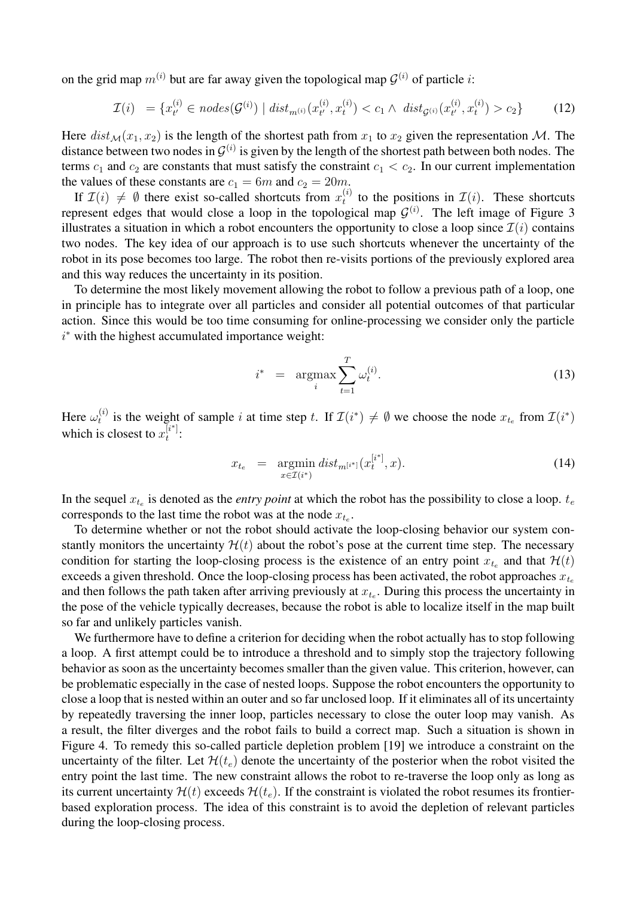on the grid map $m^{(i)}$ but are far away given the topological map $\mathcal{G}^{(i)}$ of particle $i$:

$$\mathcal{I}(i) \;\; = \{x_{t'}^{(i)} \in nodes(\mathcal{G}^{(i)}) \mid dist_{m^{(i)}}(x_{t'}^{(i)}, x_t^{(i)}) < c_1 \wedge \; dist_{\mathcal{G}^{(i)}}(x_{t'}^{(i)}, x_t^{(i)}) > c_2\} \tag{12}$$

Here $dist_{\mathcal{M}}(x_1, x_2)$ is the length of the shortest path from $x_1$ to $x_2$ given the representation $\mathcal{M}$. The distance between two nodes in $\mathcal{G}^{(i)}$ is given by the length of the shortest path between both nodes. The terms $c_1$ and $c_2$ are constants that must satisfy the constraint $c_1 < c_2$. In our current implementation the values of these constants are $c_1 = 6m$ and $c_2 = 20m$.

If $\mathcal{I}(i) \neq \emptyset$ there exist so-called shortcuts from $x_t^{(i)}$ to the positions in $\mathcal{I}(i)$. These shortcuts represent edges that would close a loop in the topological map $\mathcal{G}^{(i)}$. The left image of Figure 3 illustrates a situation in which a robot encounters the opportunity to close a loop since $\mathcal{I}(i)$ contains two nodes. The key idea of our approach is to use such shortcuts whenever the uncertainty of the robot in its pose becomes too large. The robot then re-visits portions of the previously explored area and this way reduces the uncertainty in its position.

To determine the most likely movement allowing the robot to follow a previous path of a loop, one in principle has to integrate over all particles and consider all potential outcomes of that particular action. Since this would be too time consuming for online-processing we consider only the particle $i^*$ with the highest accumulated importance weight:

$$i^* \;\; = \;\; \underset{i}{\operatorname{argmax}} \sum_{t=1}^{T} \omega_t^{(i)}. \tag{13}$$

Here $\omega_t^{(i)}$ is the weight of sample $i$ at time step $t$. If $\mathcal{I}(i^*) \neq \emptyset$ we choose the node $x_{t_e}$ from $\mathcal{I}(i^*)$ which is closest to $x_t^{[i^*]}$:

$$x_{t_e} \;\; = \;\; \underset{x \in \mathcal{I}(i^*)}{\operatorname{argmin}} \, dist_{m^{[i^*]}}(x_t^{[i^*]}, x). \tag{14}$$

In the sequel $x_{t_e}$ is denoted as the *entry point* at which the robot has the possibility to close a loop. $t_e$ corresponds to the last time the robot was at the node $x_{t_e}$.

To determine whether or not the robot should activate the loop-closing behavior our system constantly monitors the uncertainty $\mathcal{H}(t)$ about the robot's pose at the current time step. The necessary condition for starting the loop-closing process is the existence of an entry point $x_{t_e}$ and that $\mathcal{H}(t)$ exceeds a given threshold. Once the loop-closing process has been activated, the robot approaches $x_{t_e}$ and then follows the path taken after arriving previously at $x_{t_e}$. During this process the uncertainty in the pose of the vehicle typically decreases, because the robot is able to localize itself in the map built so far and unlikely particles vanish.

We furthermore have to define a criterion for deciding when the robot actually has to stop following a loop. A first attempt could be to introduce a threshold and to simply stop the trajectory following behavior as soon as the uncertainty becomes smaller than the given value. This criterion, however, can be problematic especially in the case of nested loops. Suppose the robot encounters the opportunity to close a loop that is nested within an outer and so far unclosed loop. If it eliminates all of its uncertainty by repeatedly traversing the inner loop, particles necessary to close the outer loop may vanish. As a result, the filter diverges and the robot fails to build a correct map. Such a situation is shown in Figure 4. To remedy this so-called particle depletion problem [19] we introduce a constraint on the uncertainty of the filter. Let $\mathcal{H}(t_e)$ denote the uncertainty of the posterior when the robot visited the entry point the last time. The new constraint allows the robot to re-traverse the loop only as long as its current uncertainty $\mathcal{H}(t)$ exceeds $\mathcal{H}(t_e)$. If the constraint is violated the robot resumes its frontier-based exploration process. The idea of this constraint is to avoid the depletion of relevant particles during the loop-closing process.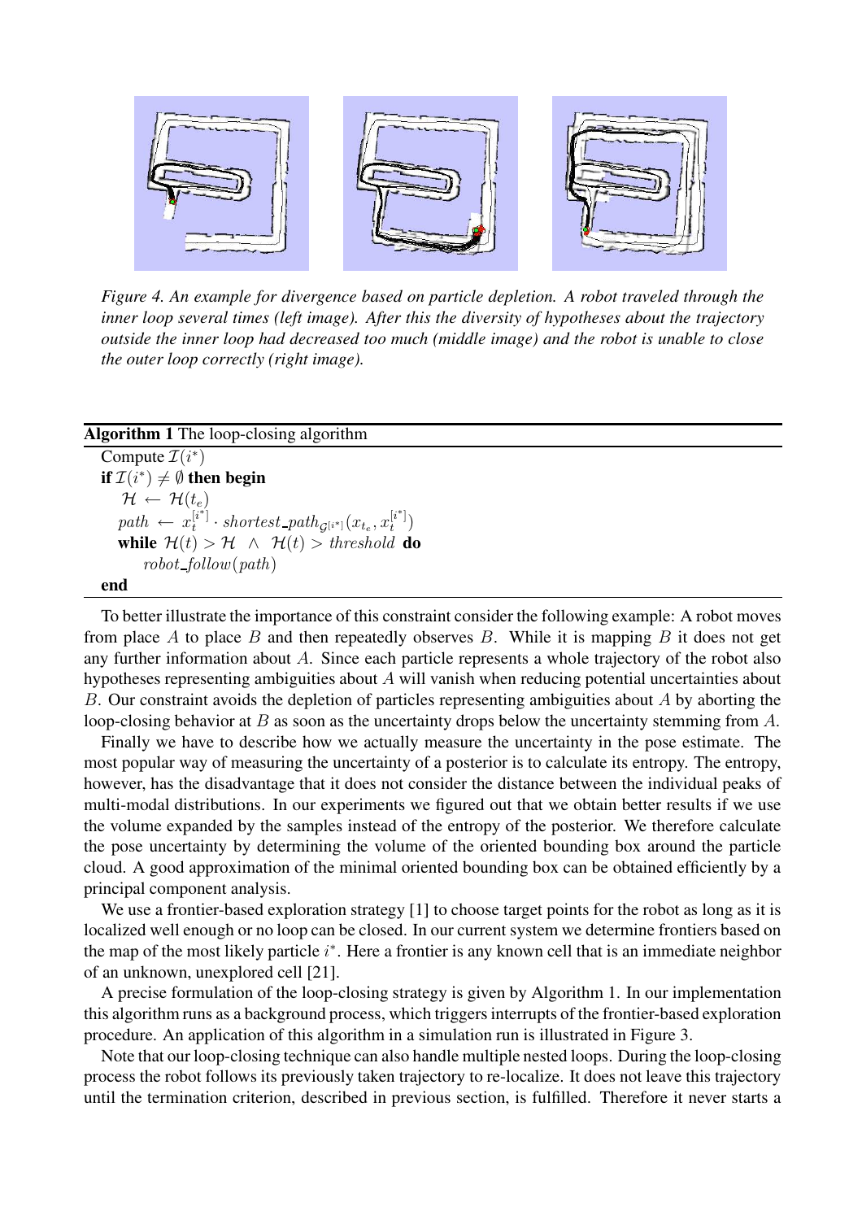*Figure 4. An example for divergence based on particle depletion. A robot traveled through the inner loop several times (left image). After this the diversity of hypotheses about the trajectory outside the inner loop had decreased too much (middle image) and the robot is unable to close the outer loop correctly (right image).*

**Algorithm 1** The loop-closing algorithm

Compute $\mathcal{I}(i^*)$
**if** $\mathcal{I}(i^*) \neq \emptyset$ **then begin**
  $\mathcal{H} \leftarrow \mathcal{H}(t_e)$
  $path \leftarrow x_t^{[i^*]} \cdot shortest\_path_{\mathcal{G}^{[i^*]}}(x_{t_e}, x_t^{[i^*]})$
  **while** $\mathcal{H}(t) > \mathcal{H} \ \wedge \ \mathcal{H}(t) > threshold$ **do**
    $robot\_follow(path)$
**end**

To better illustrate the importance of this constraint consider the following example: A robot moves from place $A$ to place $B$ and then repeatedly observes $B$. While it is mapping $B$ it does not get any further information about $A$. Since each particle represents a whole trajectory of the robot also hypotheses representing ambiguities about $A$ will vanish when reducing potential uncertainties about $B$. Our constraint avoids the depletion of particles representing ambiguities about $A$ by aborting the loop-closing behavior at $B$ as soon as the uncertainty drops below the uncertainty stemming from $A$.

Finally we have to describe how we actually measure the uncertainty in the pose estimate. The most popular way of measuring the uncertainty of a posterior is to calculate its entropy. The entropy, however, has the disadvantage that it does not consider the distance between the individual peaks of multi-modal distributions. In our experiments we figured out that we obtain better results if we use the volume expanded by the samples instead of the entropy of the posterior. We therefore calculate the pose uncertainty by determining the volume of the oriented bounding box around the particle cloud. A good approximation of the minimal oriented bounding box can be obtained efficiently by a principal component analysis.

We use a frontier-based exploration strategy [1] to choose target points for the robot as long as it is localized well enough or no loop can be closed. In our current system we determine frontiers based on the map of the most likely particle $i^*$. Here a frontier is any known cell that is an immediate neighbor of an unknown, unexplored cell [21].

A precise formulation of the loop-closing strategy is given by Algorithm 1. In our implementation this algorithm runs as a background process, which triggers interrupts of the frontier-based exploration procedure. An application of this algorithm in a simulation run is illustrated in Figure 3.

Note that our loop-closing technique can also handle multiple nested loops. During the loop-closing process the robot follows its previously taken trajectory to re-localize. It does not leave this trajectory until the termination criterion, described in previous section, is fulfilled. Therefore it never starts a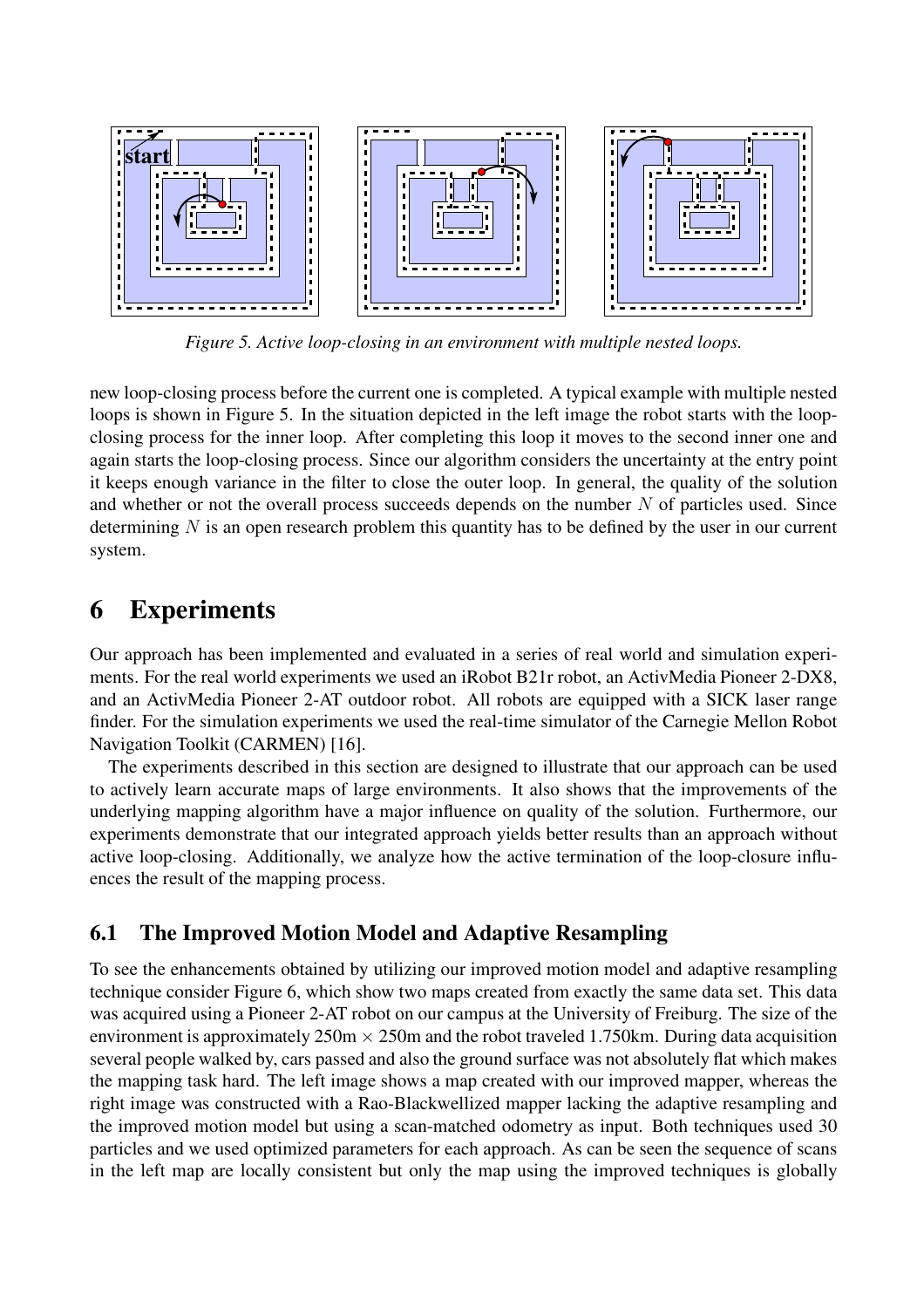*Figure 5. Active loop-closing in an environment with multiple nested loops.*

new loop-closing process before the current one is completed. A typical example with multiple nested loops is shown in Figure 5. In the situation depicted in the left image the robot starts with the loop-closing process for the inner loop. After completing this loop it moves to the second inner one and again starts the loop-closing process. Since our algorithm considers the uncertainty at the entry point it keeps enough variance in the filter to close the outer loop. In general, the quality of the solution and whether or not the overall process succeeds depends on the number $N$ of particles used. Since determining $N$ is an open research problem this quantity has to be defined by the user in our current system.

# 6 Experiments

Our approach has been implemented and evaluated in a series of real world and simulation experiments. For the real world experiments we used an iRobot B21r robot, an ActivMedia Pioneer 2-DX8, and an ActivMedia Pioneer 2-AT outdoor robot. All robots are equipped with a SICK laser range finder. For the simulation experiments we used the real-time simulator of the Carnegie Mellon Robot Navigation Toolkit (CARMEN) [16].

The experiments described in this section are designed to illustrate that our approach can be used to actively learn accurate maps of large environments. It also shows that the improvements of the underlying mapping algorithm have a major influence on quality of the solution. Furthermore, our experiments demonstrate that our integrated approach yields better results than an approach without active loop-closing. Additionally, we analyze how the active termination of the loop-closure influences the result of the mapping process.

## 6.1 The Improved Motion Model and Adaptive Resampling

To see the enhancements obtained by utilizing our improved motion model and adaptive resampling technique consider Figure 6, which show two maps created from exactly the same data set. This data was acquired using a Pioneer 2-AT robot on our campus at the University of Freiburg. The size of the environment is approximately 250m $\times$ 250m and the robot traveled 1.750km. During data acquisition several people walked by, cars passed and also the ground surface was not absolutely flat which makes the mapping task hard. The left image shows a map created with our improved mapper, whereas the right image was constructed with a Rao-Blackwellized mapper lacking the adaptive resampling and the improved motion model but using a scan-matched odometry as input. Both techniques used 30 particles and we used optimized parameters for each approach. As can be seen the sequence of scans in the left map are locally consistent but only the map using the improved techniques is globally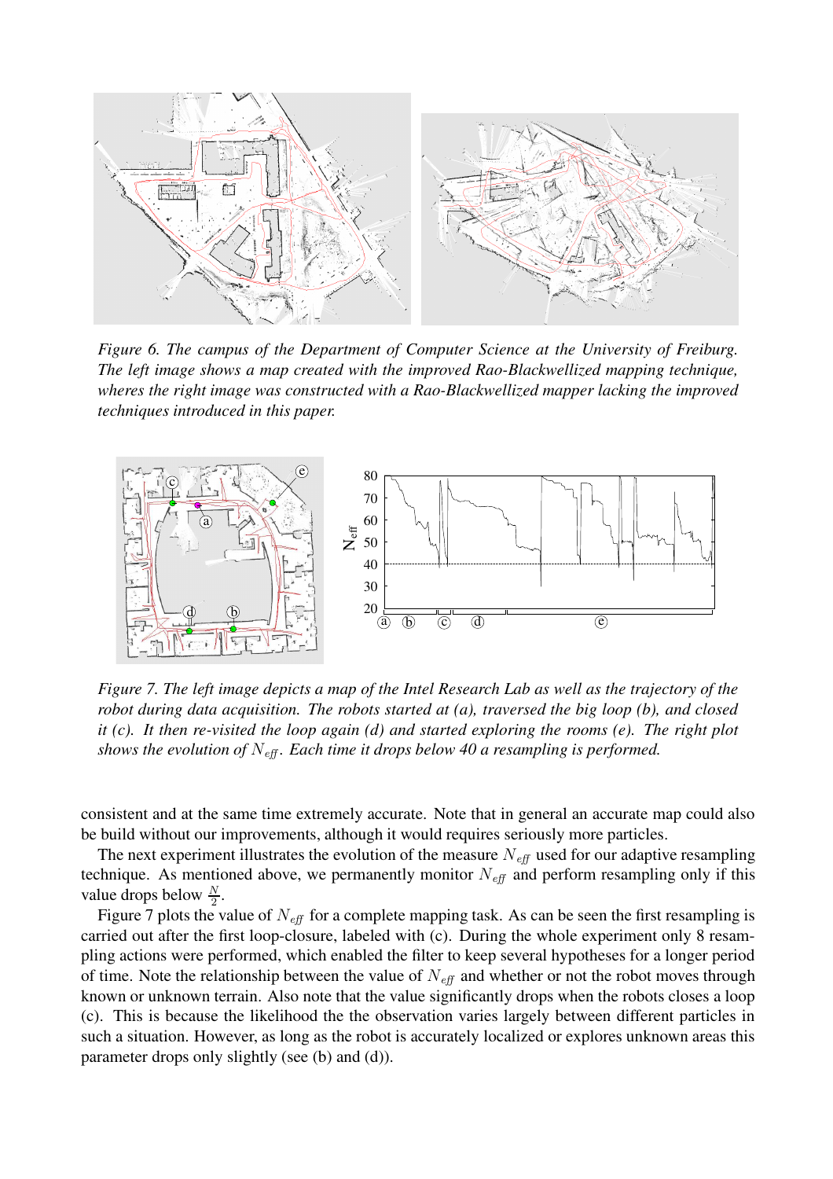*Figure 6. The campus of the Department of Computer Science at the University of Freiburg. The left image shows a map created with the improved Rao-Blackwellized mapping technique, wheres the right image was constructed with a Rao-Blackwellized mapper lacking the improved techniques introduced in this paper.*

*Figure 7. The left image depicts a map of the Intel Research Lab as well as the trajectory of the robot during data acquisition. The robots started at (a), traversed the big loop (b), and closed it (c). It then re-visited the loop again (d) and started exploring the rooms (e). The right plot shows the evolution of $N_{eff}$. Each time it drops below 40 a resampling is performed.*

consistent and at the same time extremely accurate. Note that in general an accurate map could also be build without our improvements, although it would requires seriously more particles.

The next experiment illustrates the evolution of the measure $N_{eff}$ used for our adaptive resampling technique. As mentioned above, we permanently monitor $N_{eff}$ and perform resampling only if this value drops below $\frac{N}{2}$.

Figure 7 plots the value of $N_{eff}$ for a complete mapping task. As can be seen the first resampling is carried out after the first loop-closure, labeled with (c). During the whole experiment only 8 resampling actions were performed, which enabled the filter to keep several hypotheses for a longer period of time. Note the relationship between the value of $N_{eff}$ and whether or not the robot moves through known or unknown terrain. Also note that the value significantly drops when the robots closes a loop (c). This is because the likelihood the the observation varies largely between different particles in such a situation. However, as long as the robot is accurately localized or explores unknown areas this parameter drops only slightly (see (b) and (d)).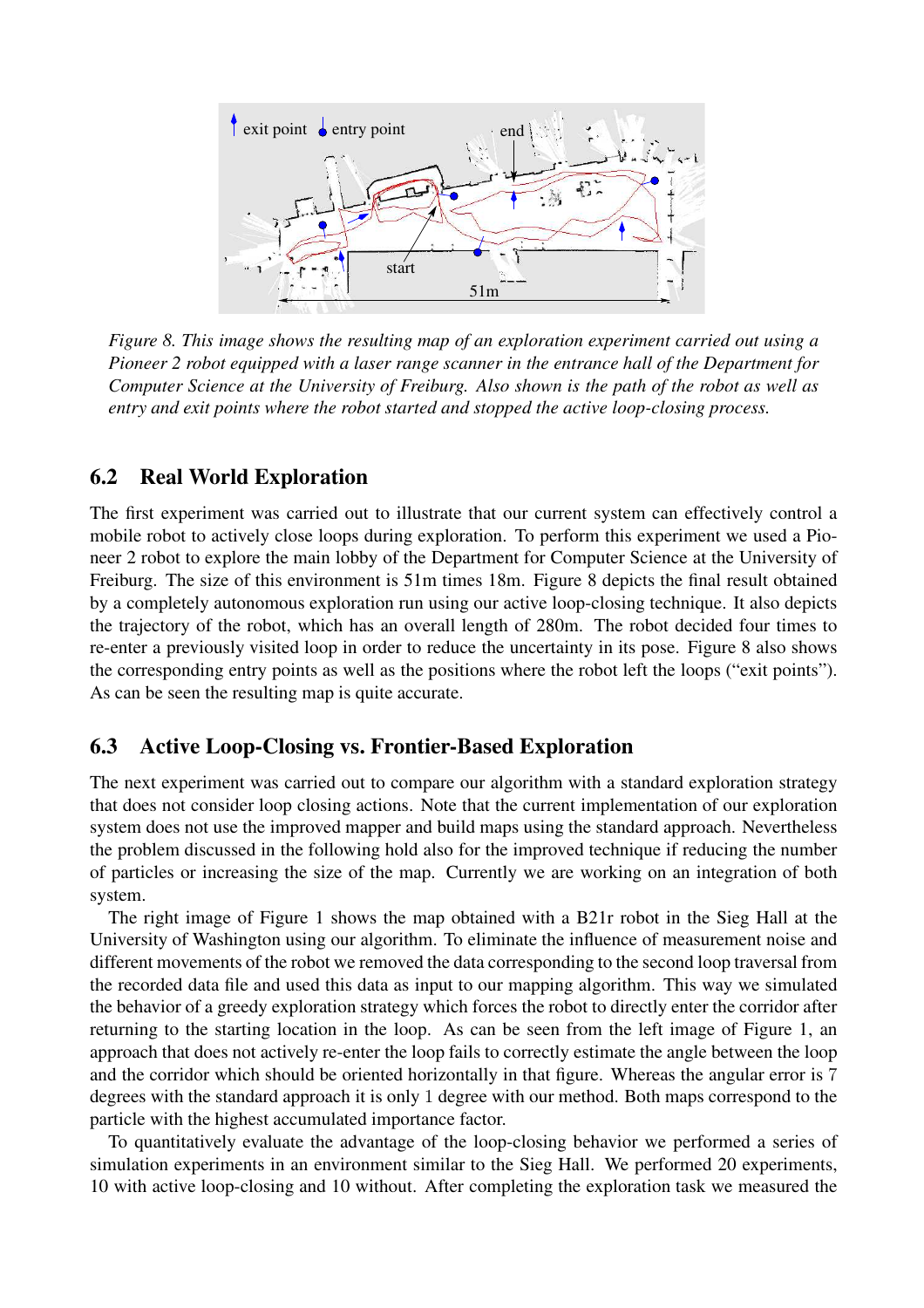*Figure 8. This image shows the resulting map of an exploration experiment carried out using a Pioneer 2 robot equipped with a laser range scanner in the entrance hall of the Department for Computer Science at the University of Freiburg. Also shown is the path of the robot as well as entry and exit points where the robot started and stopped the active loop-closing process.*

## 6.2 Real World Exploration

The first experiment was carried out to illustrate that our current system can effectively control a mobile robot to actively close loops during exploration. To perform this experiment we used a Pioneer 2 robot to explore the main lobby of the Department for Computer Science at the University of Freiburg. The size of this environment is 51m times 18m. Figure 8 depicts the final result obtained by a completely autonomous exploration run using our active loop-closing technique. It also depicts the trajectory of the robot, which has an overall length of 280m. The robot decided four times to re-enter a previously visited loop in order to reduce the uncertainty in its pose. Figure 8 also shows the corresponding entry points as well as the positions where the robot left the loops ("exit points"). As can be seen the resulting map is quite accurate.

## 6.3 Active Loop-Closing vs. Frontier-Based Exploration

The next experiment was carried out to compare our algorithm with a standard exploration strategy that does not consider loop closing actions. Note that the current implementation of our exploration system does not use the improved mapper and build maps using the standard approach. Nevertheless the problem discussed in the following hold also for the improved technique if reducing the number of particles or increasing the size of the map. Currently we are working on an integration of both system.

The right image of Figure 1 shows the map obtained with a B21r robot in the Sieg Hall at the University of Washington using our algorithm. To eliminate the influence of measurement noise and different movements of the robot we removed the data corresponding to the second loop traversal from the recorded data file and used this data as input to our mapping algorithm. This way we simulated the behavior of a greedy exploration strategy which forces the robot to directly enter the corridor after returning to the starting location in the loop. As can be seen from the left image of Figure 1, an approach that does not actively re-enter the loop fails to correctly estimate the angle between the loop and the corridor which should be oriented horizontally in that figure. Whereas the angular error is 7 degrees with the standard approach it is only 1 degree with our method. Both maps correspond to the particle with the highest accumulated importance factor.

To quantitatively evaluate the advantage of the loop-closing behavior we performed a series of simulation experiments in an environment similar to the Sieg Hall. We performed 20 experiments, 10 with active loop-closing and 10 without. After completing the exploration task we measured the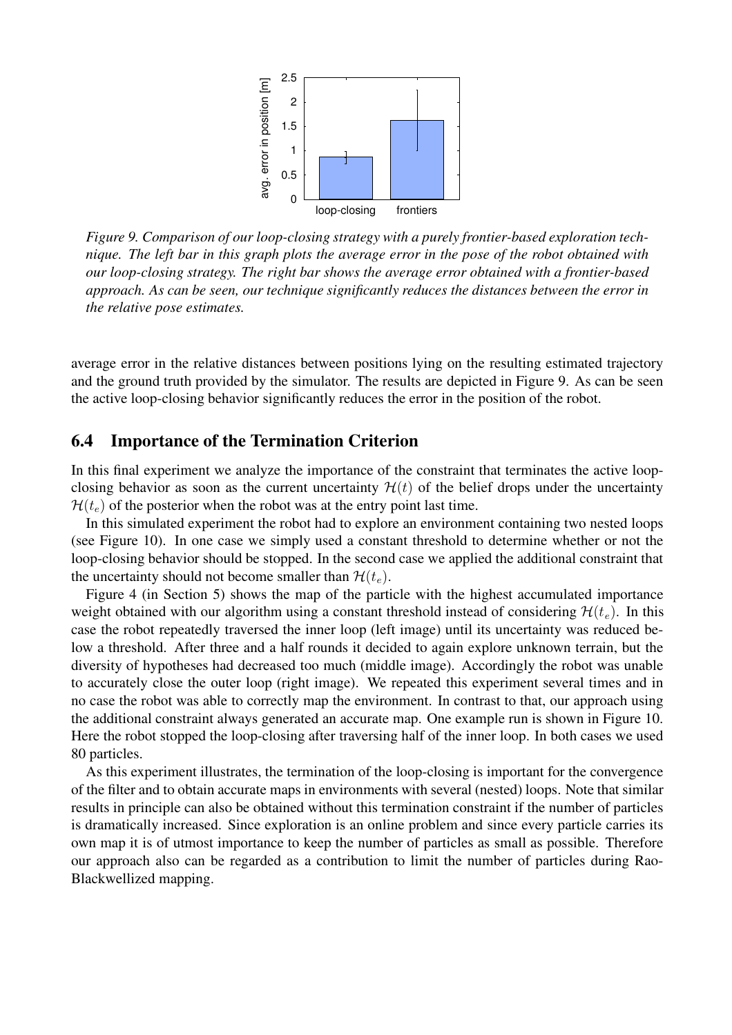*Figure 9. Comparison of our loop-closing strategy with a purely frontier-based exploration technique. The left bar in this graph plots the average error in the pose of the robot obtained with our loop-closing strategy. The right bar shows the average error obtained with a frontier-based approach. As can be seen, our technique significantly reduces the distances between the error in the relative pose estimates.*

average error in the relative distances between positions lying on the resulting estimated trajectory and the ground truth provided by the simulator. The results are depicted in Figure 9. As can be seen the active loop-closing behavior significantly reduces the error in the position of the robot.

## 6.4 Importance of the Termination Criterion

In this final experiment we analyze the importance of the constraint that terminates the active loop-closing behavior as soon as the current uncertainty $\mathcal{H}(t)$ of the belief drops under the uncertainty $\mathcal{H}(t_e)$ of the posterior when the robot was at the entry point last time.

In this simulated experiment the robot had to explore an environment containing two nested loops (see Figure 10). In one case we simply used a constant threshold to determine whether or not the loop-closing behavior should be stopped. In the second case we applied the additional constraint that the uncertainty should not become smaller than $\mathcal{H}(t_e)$.

Figure 4 (in Section 5) shows the map of the particle with the highest accumulated importance weight obtained with our algorithm using a constant threshold instead of considering $\mathcal{H}(t_e)$. In this case the robot repeatedly traversed the inner loop (left image) until its uncertainty was reduced below a threshold. After three and a half rounds it decided to again explore unknown terrain, but the diversity of hypotheses had decreased too much (middle image). Accordingly the robot was unable to accurately close the outer loop (right image). We repeated this experiment several times and in no case the robot was able to correctly map the environment. In contrast to that, our approach using the additional constraint always generated an accurate map. One example run is shown in Figure 10. Here the robot stopped the loop-closing after traversing half of the inner loop. In both cases we used 80 particles.

As this experiment illustrates, the termination of the loop-closing is important for the convergence of the filter and to obtain accurate maps in environments with several (nested) loops. Note that similar results in principle can also be obtained without this termination constraint if the number of particles is dramatically increased. Since exploration is an online problem and since every particle carries its own map it is of utmost importance to keep the number of particles as small as possible. Therefore our approach also can be regarded as a contribution to limit the number of particles during Rao-Blackwellized mapping.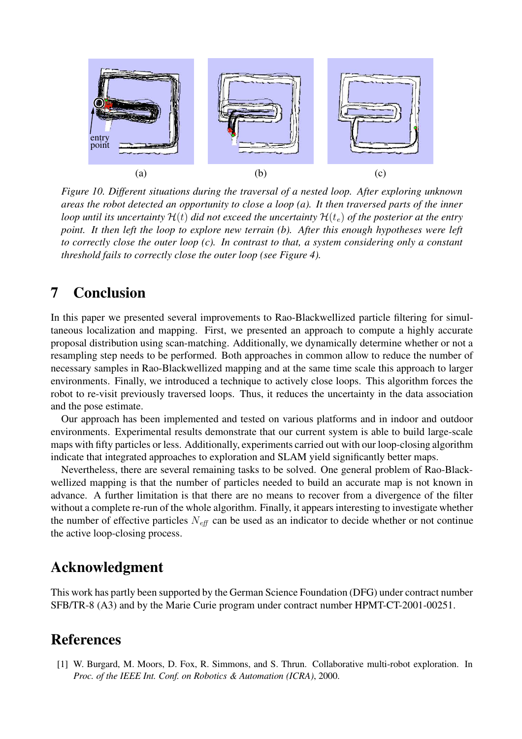(a) (b) (c)

*Figure 10. Different situations during the traversal of a nested loop. After exploring unknown areas the robot detected an opportunity to close a loop (a). It then traversed parts of the inner loop until its uncertainty $\mathcal{H}(t)$ did not exceed the uncertainty $\mathcal{H}(t_e)$ of the posterior at the entry point. It then left the loop to explore new terrain (b). After this enough hypotheses were left to correctly close the outer loop (c). In contrast to that, a system considering only a constant threshold fails to correctly close the outer loop (see Figure 4).*

# 7 Conclusion

In this paper we presented several improvements to Rao-Blackwellized particle filtering for simultaneous localization and mapping. First, we presented an approach to compute a highly accurate proposal distribution using scan-matching. Additionally, we dynamically determine whether or not a resampling step needs to be performed. Both approaches in common allow to reduce the number of necessary samples in Rao-Blackwellized mapping and at the same time scale this approach to larger environments. Finally, we introduced a technique to actively close loops. This algorithm forces the robot to re-visit previously traversed loops. Thus, it reduces the uncertainty in the data association and the pose estimate.

Our approach has been implemented and tested on various platforms and in indoor and outdoor environments. Experimental results demonstrate that our current system is able to build large-scale maps with fifty particles or less. Additionally, experiments carried out with our loop-closing algorithm indicate that integrated approaches to exploration and SLAM yield significantly better maps.

Nevertheless, there are several remaining tasks to be solved. One general problem of Rao-Blackwellized mapping is that the number of particles needed to build an accurate map is not known in advance. A further limitation is that there are no means to recover from a divergence of the filter without a complete re-run of the whole algorithm. Finally, it appears interesting to investigate whether the number of effective particles $N_{eff}$ can be used as an indicator to decide whether or not continue the active loop-closing process.

# Acknowledgment

This work has partly been supported by the German Science Foundation (DFG) under contract number SFB/TR-8 (A3) and by the Marie Curie program under contract number HPMT-CT-2001-00251.

# References

[1] W. Burgard, M. Moors, D. Fox, R. Simmons, and S. Thrun. Collaborative multi-robot exploration. In *Proc. of the IEEE Int. Conf. on Robotics & Automation (ICRA)*, 2000.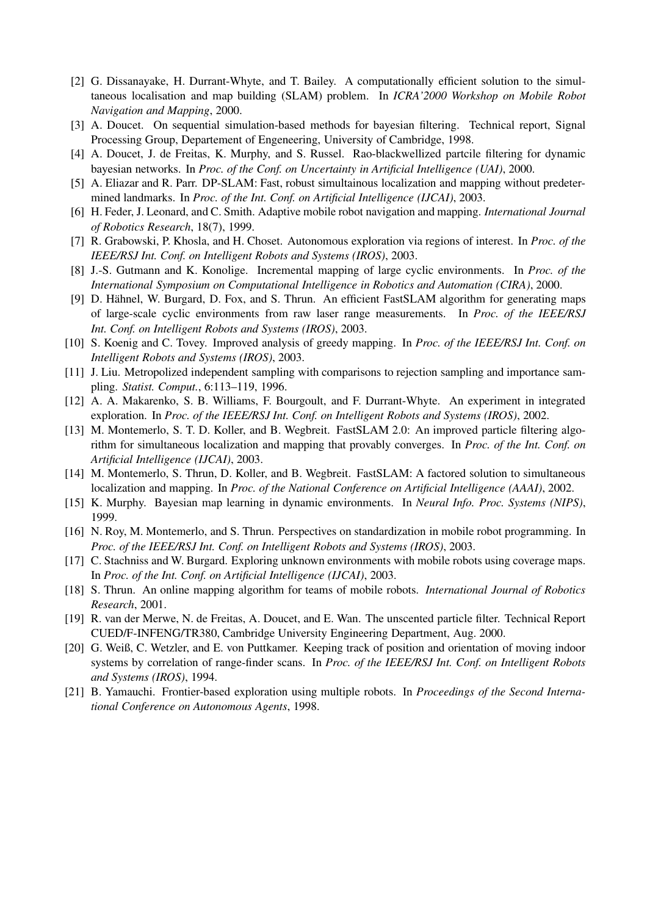[2] G. Dissanayake, H. Durrant-Whyte, and T. Bailey. A computationally efficient solution to the simultaneous localisation and map building (SLAM) problem. In *ICRA'2000 Workshop on Mobile Robot Navigation and Mapping*, 2000.

[3] A. Doucet. On sequential simulation-based methods for bayesian filtering. Technical report, Signal Processing Group, Departement of Engeneering, University of Cambridge, 1998.

[4] A. Doucet, J. de Freitas, K. Murphy, and S. Russel. Rao-blackwellized partcile filtering for dynamic bayesian networks. In *Proc. of the Conf. on Uncertainty in Artificial Intelligence (UAI)*, 2000.

[5] A. Eliazar and R. Parr. DP-SLAM: Fast, robust simultainous localization and mapping without predetermined landmarks. In *Proc. of the Int. Conf. on Artificial Intelligence (IJCAI)*, 2003.

[6] H. Feder, J. Leonard, and C. Smith. Adaptive mobile robot navigation and mapping. *International Journal of Robotics Research*, 18(7), 1999.

[7] R. Grabowski, P. Khosla, and H. Choset. Autonomous exploration via regions of interest. In *Proc. of the IEEE/RSJ Int. Conf. on Intelligent Robots and Systems (IROS)*, 2003.

[8] J.-S. Gutmann and K. Konolige. Incremental mapping of large cyclic environments. In *Proc. of the International Symposium on Computational Intelligence in Robotics and Automation (CIRA)*, 2000.

[9] D. Hähnel, W. Burgard, D. Fox, and S. Thrun. An efficient FastSLAM algorithm for generating maps of large-scale cyclic environments from raw laser range measurements. In *Proc. of the IEEE/RSJ Int. Conf. on Intelligent Robots and Systems (IROS)*, 2003.

[10] S. Koenig and C. Tovey. Improved analysis of greedy mapping. In *Proc. of the IEEE/RSJ Int. Conf. on Intelligent Robots and Systems (IROS)*, 2003.

[11] J. Liu. Metropolized independent sampling with comparisons to rejection sampling and importance sampling. *Statist. Comput.*, 6:113–119, 1996.

[12] A. A. Makarenko, S. B. Williams, F. Bourgoult, and F. Durrant-Whyte. An experiment in integrated exploration. In *Proc. of the IEEE/RSJ Int. Conf. on Intelligent Robots and Systems (IROS)*, 2002.

[13] M. Montemerlo, S. T. D. Koller, and B. Wegbreit. FastSLAM 2.0: An improved particle filtering algorithm for simultaneous localization and mapping that provably converges. In *Proc. of the Int. Conf. on Artificial Intelligence (IJCAI)*, 2003.

[14] M. Montemerlo, S. Thrun, D. Koller, and B. Wegbreit. FastSLAM: A factored solution to simultaneous localization and mapping. In *Proc. of the National Conference on Artificial Intelligence (AAAI)*, 2002.

[15] K. Murphy. Bayesian map learning in dynamic environments. In *Neural Info. Proc. Systems (NIPS)*, 1999.

[16] N. Roy, M. Montemerlo, and S. Thrun. Perspectives on standardization in mobile robot programming. In *Proc. of the IEEE/RSJ Int. Conf. on Intelligent Robots and Systems (IROS)*, 2003.

[17] C. Stachniss and W. Burgard. Exploring unknown environments with mobile robots using coverage maps. In *Proc. of the Int. Conf. on Artificial Intelligence (IJCAI)*, 2003.

[18] S. Thrun. An online mapping algorithm for teams of mobile robots. *International Journal of Robotics Research*, 2001.

[19] R. van der Merwe, N. de Freitas, A. Doucet, and E. Wan. The unscented particle filter. Technical Report CUED/F-INFENG/TR380, Cambridge University Engineering Department, Aug. 2000.

[20] G. Weiß, C. Wetzler, and E. von Puttkamer. Keeping track of position and orientation of moving indoor systems by correlation of range-finder scans. In *Proc. of the IEEE/RSJ Int. Conf. on Intelligent Robots and Systems (IROS)*, 1994.

[21] B. Yamauchi. Frontier-based exploration using multiple robots. In *Proceedings of the Second International Conference on Autonomous Agents*, 1998.